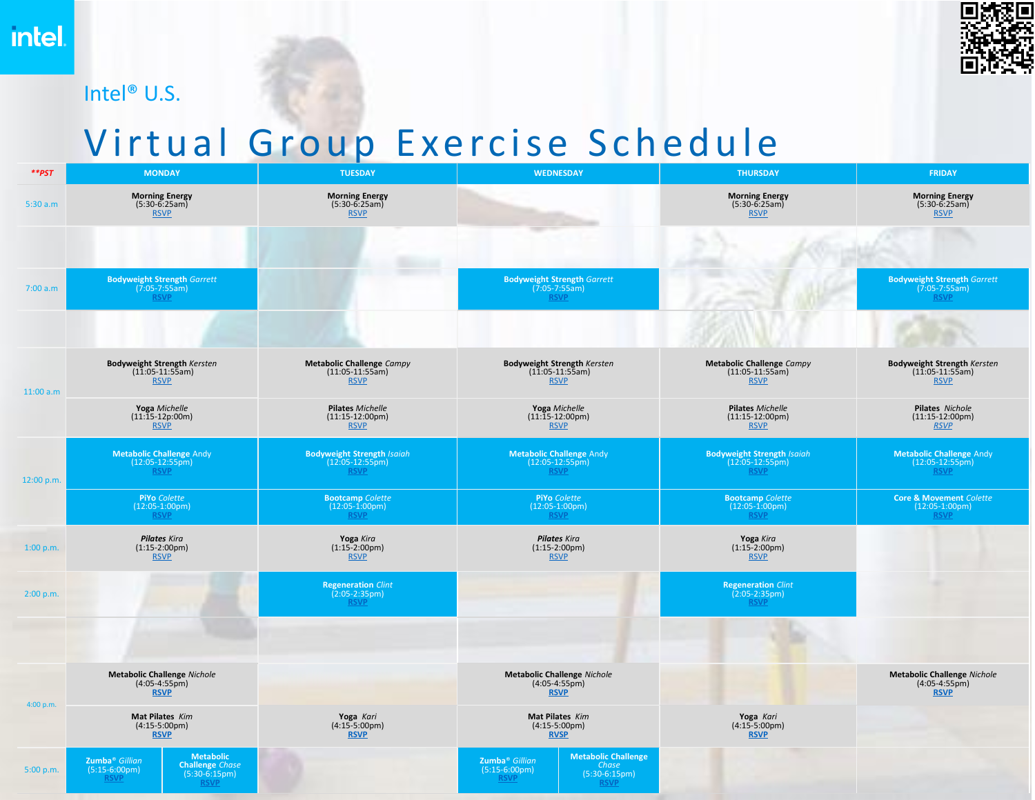Intel® U.S.

# Virtual Group Exercise Schedule

| **PST | MONDAY | TUESDAY | WEDNESDAY | THURSDAY | FRIDAY |
| --- | --- | --- | --- | --- | --- |
| 5:30 a.m | **Morning Energy** (5:30-6:25am) RSVP | **Morning Energy** (5:30-6:25am) RSVP | | **Morning Energy** (5:30-6:25am) RSVP | **Morning Energy** (5:30-6:25am) RSVP |
| | | | | | |
| 7:00 a.m | **Bodyweight Strength** *Garrett* (7:05-7:55am) RSVP | | **Bodyweight Strength** *Garrett* (7:05-7:55am) RSVP | | **Bodyweight Strength** *Garrett* (7:05-7:55am) RSVP |
| | | | | | |
| 11:00 a.m | **Bodyweight Strength** *Kersten* (11:05-11:55am) RSVP | **Metabolic Challenge** *Campy* (11:05-11:55am) RSVP | **Bodyweight Strength** *Kersten* (11:05-11:55am) RSVP | **Metabolic Challenge** *Campy* (11:05-11:55am) RSVP | **Bodyweight Strength** *Kersten* (11:05-11:55am) RSVP |
| | **Yoga** *Michelle* (11:15-12p:00m) RSVP | **Pilates** *Michelle* (11:15-12:00pm) RSVP | **Yoga** *Michelle* (11:15-12:00pm) RSVP | **Pilates** *Michelle* (11:15-12:00pm) RSVP | **Pilates** *Nichole* (11:15-12:00pm) RSVP |
| 12:00 p.m. | **Metabolic Challenge** Andy (12:05-12:55pm) RSVP | **Bodyweight Strength** *Isaiah* (12:05-12:55pm) RSVP | **Metabolic Challenge** Andy (12:05-12:55pm) RSVP | **Bodyweight Strength** *Isaiah* (12:05-12:55pm) RSVP | **Metabolic Challenge** Andy (12:05-12:55pm) RSVP |
| | **PiYo** *Colette* (12:05-1:00pm) RSVP | **Bootcamp** *Colette* (12:05-1:00pm) RSVP | **PiYo** *Colette* (12:05-1:00pm) RSVP | **Bootcamp** *Colette* (12:05-1:00pm) RSVP | **Core & Movement** *Colette* (12:05-1:00pm) RSVP |
| 1:00 p.m. | ***Pilates*** *Kira* (1:15-2:00pm) RSVP | **Yoga** *Kira* (1:15-2:00pm) RSVP | ***Pilates*** *Kira* (1:15-2:00pm) RSVP | **Yoga** *Kira* (1:15-2:00pm) RSVP | |
| 2:00 p.m. | | **Regeneration** *Clint* (2:05-2:35pm) RSVP | | **Regeneration** *Clint* (2:05-2:35pm) RSVP | |
| | | | | | |
| 4:00 p.m. | **Metabolic Challenge** *Nichole* (4:05-4:55pm) RSVP | | **Metabolic Challenge** *Nichole* (4:05-4:55pm) RSVP | | **Metabolic Challenge** *Nichole* (4:05-4:55pm) RSVP |
| | **Mat Pilates** *Kim* (4:15-5:00pm) RSVP | **Yoga** *Kari* (4:15-5:00pm) RSVP | **Mat Pilates** *Kim* (4:15-5:00pm) RVSP | **Yoga** *Kari* (4:15-5:00pm) RSVP | |
| 5:00 p.m. | **Zumba®** *Gillian* (5:15-6:00pm) RSVP; **Metabolic Challenge** *Chase* (5:30-6:15pm) RSVP | | **Zumba®** *Gillian* (5:15-6:00pm) RSVP; **Metabolic Challenge** *Chase* (5:30-6:15pm) RSVP | | |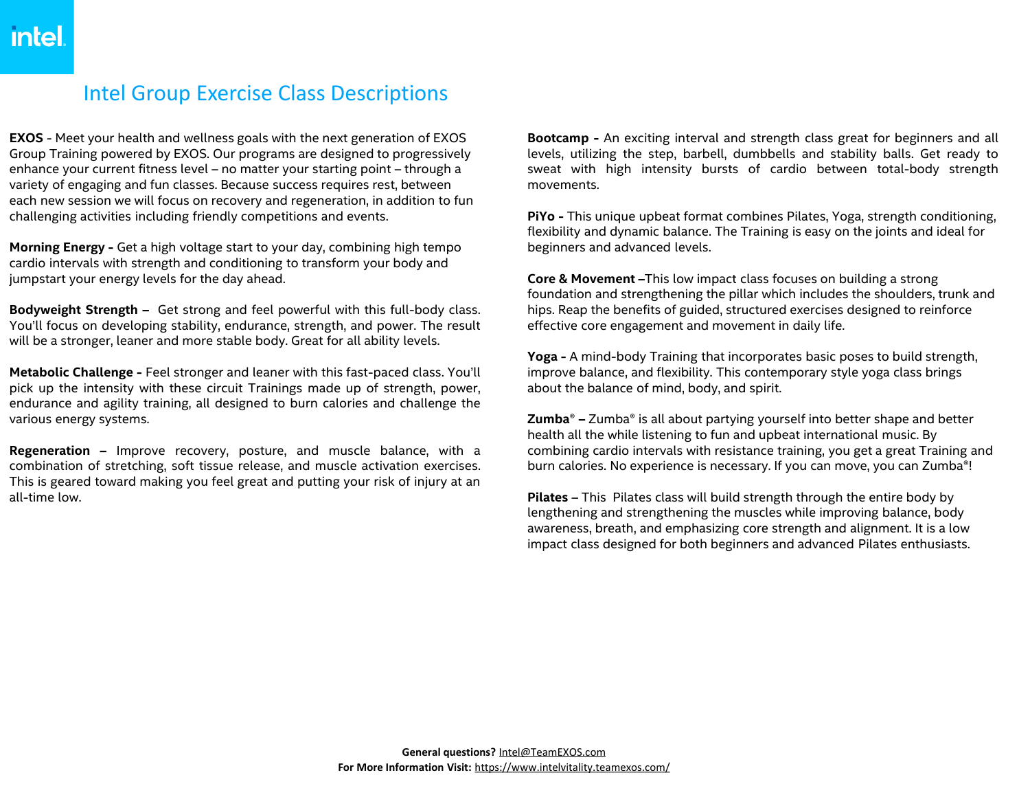intel.

# Intel Group Exercise Class Descriptions

**EXOS** - Meet your health and wellness goals with the next generation of EXOS Group Training powered by EXOS. Our programs are designed to progressively enhance your current fitness level – no matter your starting point – through a variety of engaging and fun classes. Because success requires rest, between each new session we will focus on recovery and regeneration, in addition to fun challenging activities including friendly competitions and events.

**Morning Energy -** Get a high voltage start to your day, combining high tempo cardio intervals with strength and conditioning to transform your body and jumpstart your energy levels for the day ahead.

**Bodyweight Strength –** Get strong and feel powerful with this full-body class. You'll focus on developing stability, endurance, strength, and power. The result will be a stronger, leaner and more stable body. Great for all ability levels.

**Metabolic Challenge -** Feel stronger and leaner with this fast-paced class. You'll pick up the intensity with these circuit Trainings made up of strength, power, endurance and agility training, all designed to burn calories and challenge the various energy systems.

**Regeneration –** Improve recovery, posture, and muscle balance, with a combination of stretching, soft tissue release, and muscle activation exercises. This is geared toward making you feel great and putting your risk of injury at an all-time low.

**Bootcamp -** An exciting interval and strength class great for beginners and all levels, utilizing the step, barbell, dumbbells and stability balls. Get ready to sweat with high intensity bursts of cardio between total-body strength movements.

**PiYo -** This unique upbeat format combines Pilates, Yoga, strength conditioning, flexibility and dynamic balance. The Training is easy on the joints and ideal for beginners and advanced levels.

**Core & Movement –**This low impact class focuses on building a strong foundation and strengthening the pillar which includes the shoulders, trunk and hips. Reap the benefits of guided, structured exercises designed to reinforce effective core engagement and movement in daily life.

**Yoga -** A mind-body Training that incorporates basic poses to build strength, improve balance, and flexibility. This contemporary style yoga class brings about the balance of mind, body, and spirit.

**Zumba® –** Zumba® is all about partying yourself into better shape and better health all the while listening to fun and upbeat international music. By combining cardio intervals with resistance training, you get a great Training and burn calories. No experience is necessary. If you can move, you can Zumba®!

**Pilates** – This Pilates class will build strength through the entire body by lengthening and strengthening the muscles while improving balance, body awareness, breath, and emphasizing core strength and alignment. It is a low impact class designed for both beginners and advanced Pilates enthusiasts.

**General questions?** Intel@TeamEXOS.com
**For More Information Visit:** https://www.intelvitality.teamexos.com/